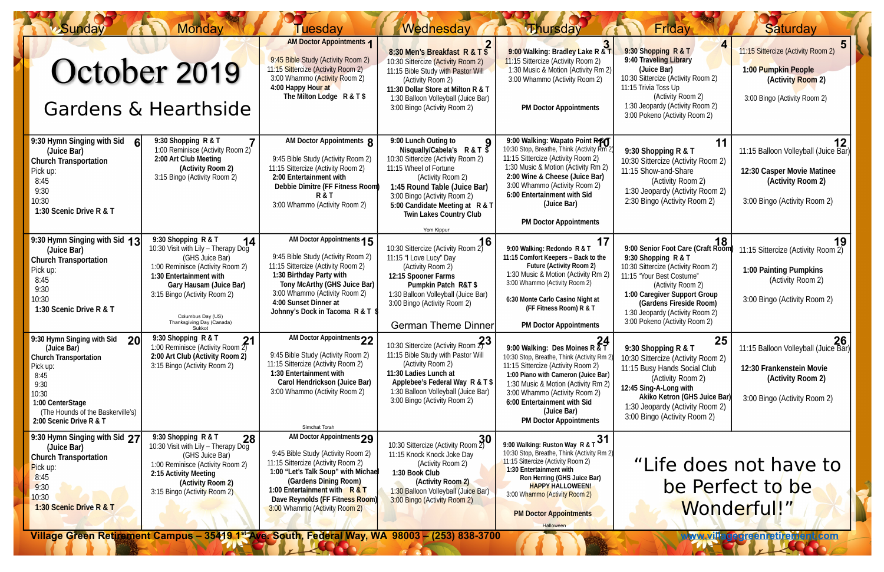# October 2019

## Gardens & Hearthside

| Sunday | Monday | Tuesday | Wednesday | Thursday | Friday | Saturday |
|---|---|---|---|---|---|---|
| | | **1** **AM Doctor Appointments**<br>9:45 Bible Study (Activity Room 2)<br>11:15 Sittercize (Activity Room 2)<br>3:00 Whammo (Activity Room 2)<br>**4:00 Happy Hour at The Milton Lodge R & T $** | **2** **8:30 Men's Breakfast R & T $**<br>10:30 Sittercize (Activity Room 2)<br>11:15 Bible Study with Pastor Will (Activity Room 2)<br>**11:30 Dollar Store at Milton R & T**<br>1:30 Balloon Volleyball (Juice Bar)<br>3:00 Bingo (Activity Room 2) | **3** **9:00 Walking: Bradley Lake R & T**<br>11:15 Sittercize (Activity Room 2)<br>1:30 Music & Motion (Activity Rm 2)<br>3:00 Whammo (Activity Room 2)<br>**PM Doctor Appointments** | **4** **9:30 Shopping R & T**<br>**9:40 Traveling Library (Juice Bar)**<br>10:30 Sittercize (Activity Room 2)<br>11:15 Trivia Toss Up (Activity Room 2)<br>1:30 Jeopardy (Activity Room 2)<br>3:00 Pokeno (Activity Room 2) | **5** 11:15 Sittercize (Activity Room 2)<br>**1:00 Pumpkin People (Activity Room 2)**<br>3:00 Bingo (Activity Room 2) |
| **6** **9:30 Hymn Singing with Sid (Juice Bar)**<br>**Church Transportation**<br>Pick up:<br>8:45<br>9:30<br>10:30<br>**1:30 Scenic Drive R & T** | **7** **9:30 Shopping R & T**<br>1:00 Reminisce (Activity Room 2)<br>**2:00 Art Club Meeting (Activity Room 2)**<br>3:15 Bingo (Activity Room 2) | **8** **AM Doctor Appointments**<br>9:45 Bible Study (Activity Room 2)<br>11:15 Sittercize (Activity Room 2)<br>**2:00 Entertainment with Debbie Dimitre (FF Fitness Room) R & T**<br>3:00 Whammo (Activity Room 2) | **9** **9:00 Lunch Outing to Nisqually/Cabela's R & T $**<br>10:30 Sittercize (Activity Room 2)<br>11:15 Wheel of Fortune (Activity Room 2)<br>**1:45 Round Table (Juice Bar)**<br>3:00 Bingo (Activity Room 2)<br>**5:00 Candidate Meeting at R & T Twin Lakes Country Club**<br>Yom Kippur | **10** **9:00 Walking: Wapato Point R & T**<br>10:30 Stop, Breathe, Think (Activity Rm 2)<br>11:15 Sittercize (Activity Room 2)<br>1:30 Music & Motion (Activity Rm 2)<br>**2:00 Wine & Cheese (Juice Bar)**<br>3:00 Whammo (Activity Room 2)<br>**6:00 Entertainment with Sid (Juice Bar)**<br>**PM Doctor Appointments** | **11** **9:30 Shopping R & T**<br>10:30 Sittercize (Activity Room 2)<br>11:15 Show-and-Share (Activity Room 2)<br>1:30 Jeopardy (Activity Room 2)<br>2:30 Bingo (Activity Room 2) | **12** 11:15 Balloon Volleyball (Juice Bar)<br>**12:30 Casper Movie Matinee (Activity Room 2)**<br>3:00 Bingo (Activity Room 2) |
| **13** **9:30 Hymn Singing with Sid (Juice Bar)**<br>**Church Transportation**<br>Pick up:<br>8:45<br>9:30<br>10:30<br>**1:30 Scenic Drive R & T** | **14** **9:30 Shopping R & T**<br>10:30 Visit with Lily – Therapy Dog (GHS Juice Bar)<br>1:00 Reminisce (Activity Room 2)<br>**1:30 Entertainment with Gary Hausam (Juice Bar)**<br>3:15 Bingo (Activity Room 2)<br>Columbus Day (US)<br>Thanksgiving Day (Canada)<br>Sukkot | **15** **AM Doctor Appointments**<br>9:45 Bible Study (Activity Room 2)<br>11:15 Sittercize (Activity Room 2)<br>**1:30 Birthday Party with Tony McArthy (GHS Juice Bar)**<br>3:00 Whammo (Activity Room 2)<br>**4:00 Sunset Dinner at Johnny's Dock in Tacoma R & T $** | **16** 10:30 Sittercize (Activity Room 2)<br>11:15 "I Love Lucy" Day (Activity Room 2)<br>**12:15 Spooner Farms Pumpkin Patch R&T $**<br>1:30 Balloon Volleyball (Juice Bar)<br>3:00 Bingo (Activity Room 2)<br>German Theme Dinner | **17** **9:00 Walking: Redondo R & T**<br>**11:15 Comfort Keepers – Back to the Future (Activity Room 2)**<br>1:30 Music & Motion (Activity Rm 2)<br>3:00 Whammo (Activity Room 2)<br>**6:30 Monte Carlo Casino Night at (FF Fitness Room) R & T**<br>**PM Doctor Appointments** | **18** **9:00 Senior Foot Care (Craft Room)**<br>**9:30 Shopping R & T**<br>10:30 Sittercize (Activity Room 2)<br>11:15 "Your Best Costume" (Activity Room 2)<br>**1:00 Caregiver Support Group (Gardens Fireside Room)**<br>1:30 Jeopardy (Activity Room 2)<br>3:00 Pokeno (Activity Room 2) | **19** 11:15 Sittercize (Activity Room 2)<br>**1:00 Painting Pumpkins** (Activity Room 2)<br>3:00 Bingo (Activity Room 2) |
| **20** **9:30 Hymn Singing with Sid (Juice Bar)**<br>**Church Transportation**<br>Pick up:<br>8:45<br>9:30<br>10:30<br>**1:00 CenterStage** (The Hounds of the Baskerville's)<br>**2:00 Scenic Drive R & T** | **21** **9:30 Shopping R & T**<br>1:00 Reminisce (Activity Room 2)<br>**2:00 Art Club (Activity Room 2)**<br>3:15 Bingo (Activity Room 2) | **22** **AM Doctor Appointments**<br>9:45 Bible Study (Activity Room 2)<br>11:15 Sittercize (Activity Room 2)<br>**1:30 Entertainment with Carol Hendrickson (Juice Bar)**<br>3:00 Whammo (Activity Room 2)<br>Simchat Torah | **23** 10:30 Sittercize (Activity Room 2)<br>11:15 Bible Study with Pastor Will (Activity Room 2)<br>**11:30 Ladies Lunch at Applebee's Federal Way R & T $**<br>1:30 Balloon Volleyball (Juice Bar)<br>3:00 Bingo (Activity Room 2) | **24** **9:00 Walking: Des Moines R & T**<br>10:30 Stop, Breathe, Think (Activity Rm 2)<br>11:15 Sittercize (Activity Room 2)<br>**1:00 Piano with Cameron (Juice Bar)**<br>1:30 Music & Motion (Activity Rm 2)<br>3:00 Whammo (Activity Room 2)<br>**6:00 Entertainment with Sid (Juice Bar)**<br>**PM Doctor Appointments** | **25** **9:30 Shopping R & T**<br>10:30 Sittercize (Activity Room 2)<br>11:15 Busy Hands Social Club (Activity Room 2)<br>**12:45 Sing-A-Long with Akiko Ketron (GHS Juice Bar)**<br>1:30 Jeopardy (Activity Room 2)<br>3:00 Bingo (Activity Room 2) | **26** 11:15 Balloon Volleyball (Juice Bar)<br>**12:30 Frankenstein Movie (Activity Room 2)**<br>3:00 Bingo (Activity Room 2) |
| **27** **9:30 Hymn Singing with Sid (Juice Bar)**<br>**Church Transportation**<br>Pick up:<br>8:45<br>9:30<br>10:30<br>**1:30 Scenic Drive R & T** | **28** **9:30 Shopping R & T**<br>10:30 Visit with Lily – Therapy Dog (GHS Juice Bar)<br>1:00 Reminisce (Activity Room 2)<br>**2:15 Activity Meeting (Activity Room 2)**<br>3:15 Bingo (Activity Room 2) | **29** **AM Doctor Appointments**<br>9:45 Bible Study (Activity Room 2)<br>11:15 Sittercize (Activity Room 2)<br>**1:00 "Let's Talk Soup" with Michael (Gardens Dining Room)**<br>**1:00 Entertainment with R & T Dave Reynolds (FF Fitness Room)**<br>3:00 Whammo (Activity Room 2) | **30** 10:30 Sittercize (Activity Room 2)<br>11:15 Knock Knock Joke Day (Activity Room 2)<br>**1:30 Book Club (Activity Room 2)**<br>1:30 Balloon Volleyball (Juice Bar)<br>3:00 Bingo (Activity Room 2) | **31** **9:00 Walking: Ruston Way R & T**<br>10:30 Stop, Breathe, Think (Activity Rm 2)<br>11:15 Sittercize (Activity Room 2)<br>**1:30 Entertainment with Ron Herring (GHS Juice Bar)**<br>**HAPPY HALLOWEEN!**<br>3:00 Whammo (Activity Room 2)<br>**PM Doctor Appointments**<br>Halloween | "Life does not have to be Perfect to be Wonderful!" | |

**Village Green Retirement Campus – 35419 1st Ave. South, Federal Way, WA 98003 – (253) 838-3700**

www.villagegreenretirement.com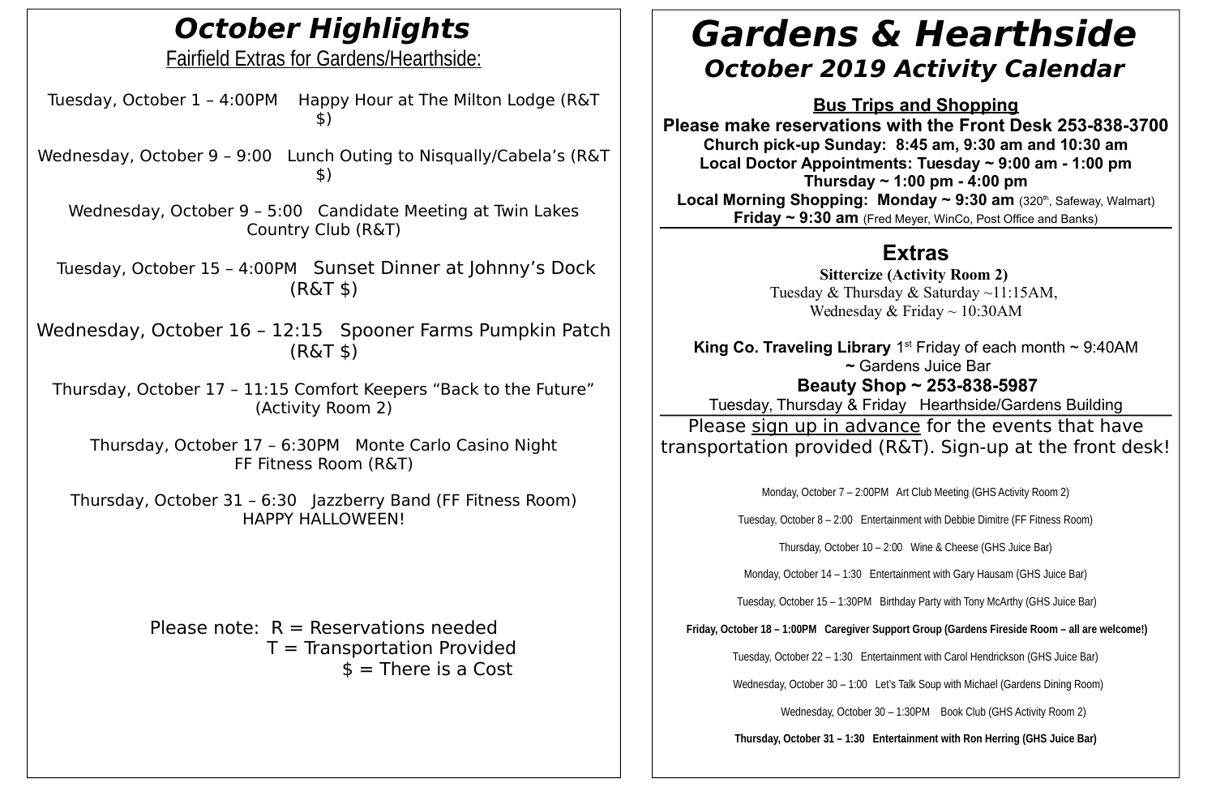# October Highlights

Fairfield Extras for Gardens/Hearthside:

Tuesday, October 1 – 4:00PM   Happy Hour at The Milton Lodge (R&T $)

Wednesday, October 9 – 9:00   Lunch Outing to Nisqually/Cabela's (R&T $)

Wednesday, October 9 – 5:00   Candidate Meeting at Twin Lakes Country Club (R&T)

Tuesday, October 15 – 4:00PM   Sunset Dinner at Johnny's Dock (R&T $)

Wednesday, October 16 – 12:15   Spooner Farms Pumpkin Patch (R&T $)

Thursday, October 17 – 11:15 Comfort Keepers "Back to the Future" (Activity Room 2)

Thursday, October 17 – 6:30PM   Monte Carlo Casino Night FF Fitness Room (R&T)

Thursday, October 31 – 6:30   Jazzberry Band (FF Fitness Room) HAPPY HALLOWEEN!

Please note: R = Reservations needed
T = Transportation Provided
$ = There is a Cost

# Gardens & Hearthside

## October 2019 Activity Calendar

**Bus Trips and Shopping**

**Please make reservations with the Front Desk 253-838-3700**

**Church pick-up Sunday: 8:45 am, 9:30 am and 10:30 am**

**Local Doctor Appointments: Tuesday ~ 9:00 am - 1:00 pm**

**Thursday ~ 1:00 pm - 4:00 pm**

**Local Morning Shopping: Monday ~ 9:30 am** (320th, Safeway, Walmart)

**Friday ~ 9:30 am** (Fred Meyer, WinCo, Post Office and Banks)

## Extras

**Sittercize (Activity Room 2)**

Tuesday & Thursday & Saturday ~11:15AM,
Wednesday & Friday ~ 10:30AM

**King Co. Traveling Library** 1st Friday of each month ~ 9:40AM
~ Gardens Juice Bar

**Beauty Shop ~ 253-838-5987**

Tuesday, Thursday & Friday   Hearthside/Gardens Building

Please sign up in advance for the events that have transportation provided (R&T). Sign-up at the front desk!

Monday, October 7 – 2:00PM   Art Club Meeting (GHS Activity Room 2)

Tuesday, October 8 – 2:00   Entertainment with Debbie Dimitre (FF Fitness Room)

Thursday, October 10 – 2:00   Wine & Cheese (GHS Juice Bar)

Monday, October 14 – 1:30   Entertainment with Gary Hausam (GHS Juice Bar)

Tuesday, October 15 – 1:30PM   Birthday Party with Tony McArthy (GHS Juice Bar)

**Friday, October 18 – 1:00PM   Caregiver Support Group (Gardens Fireside Room – all are welcome!)**

Tuesday, October 22 – 1:30   Entertainment with Carol Hendrickson (GHS Juice Bar)

Wednesday, October 30 – 1:00   Let's Talk Soup with Michael (Gardens Dining Room)

Wednesday, October 30 – 1:30PM   Book Club (GHS Activity Room 2)

**Thursday, October 31 – 1:30   Entertainment with Ron Herring (GHS Juice Bar)**